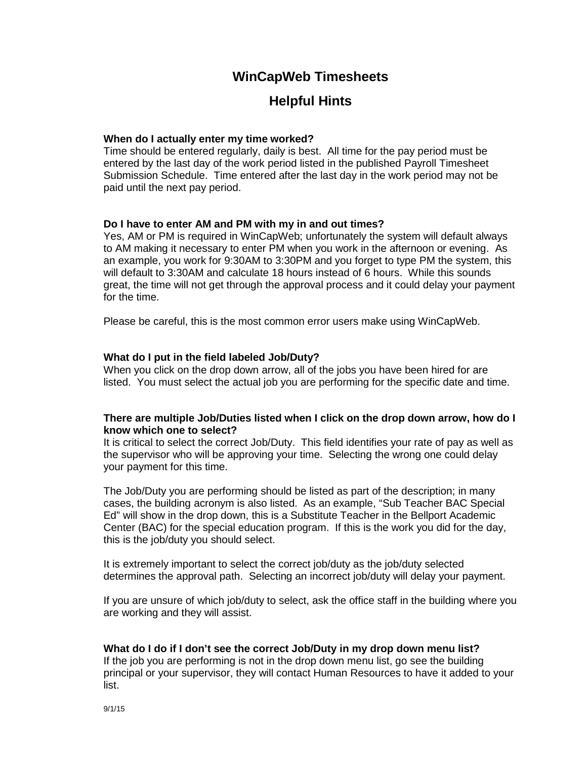# WinCapWeb Timesheets

## Helpful Hints

**When do I actually enter my time worked?**

Time should be entered regularly, daily is best. All time for the pay period must be entered by the last day of the work period listed in the published Payroll Timesheet Submission Schedule. Time entered after the last day in the work period may not be paid until the next pay period.

**Do I have to enter AM and PM with my in and out times?**

Yes, AM or PM is required in WinCapWeb; unfortunately the system will default always to AM making it necessary to enter PM when you work in the afternoon or evening. As an example, you work for 9:30AM to 3:30PM and you forget to type PM the system, this will default to 3:30AM and calculate 18 hours instead of 6 hours. While this sounds great, the time will not get through the approval process and it could delay your payment for the time.

Please be careful, this is the most common error users make using WinCapWeb.

**What do I put in the field labeled Job/Duty?**

When you click on the drop down arrow, all of the jobs you have been hired for are listed. You must select the actual job you are performing for the specific date and time.

**There are multiple Job/Duties listed when I click on the drop down arrow, how do I know which one to select?**

It is critical to select the correct Job/Duty. This field identifies your rate of pay as well as the supervisor who will be approving your time. Selecting the wrong one could delay your payment for this time.

The Job/Duty you are performing should be listed as part of the description; in many cases, the building acronym is also listed. As an example, "Sub Teacher BAC Special Ed" will show in the drop down, this is a Substitute Teacher in the Bellport Academic Center (BAC) for the special education program. If this is the work you did for the day, this is the job/duty you should select.

It is extremely important to select the correct job/duty as the job/duty selected determines the approval path. Selecting an incorrect job/duty will delay your payment.

If you are unsure of which job/duty to select, ask the office staff in the building where you are working and they will assist.

**What do I do if I don't see the correct Job/Duty in my drop down menu list?**

If the job you are performing is not in the drop down menu list, go see the building principal or your supervisor, they will contact Human Resources to have it added to your list.

9/1/15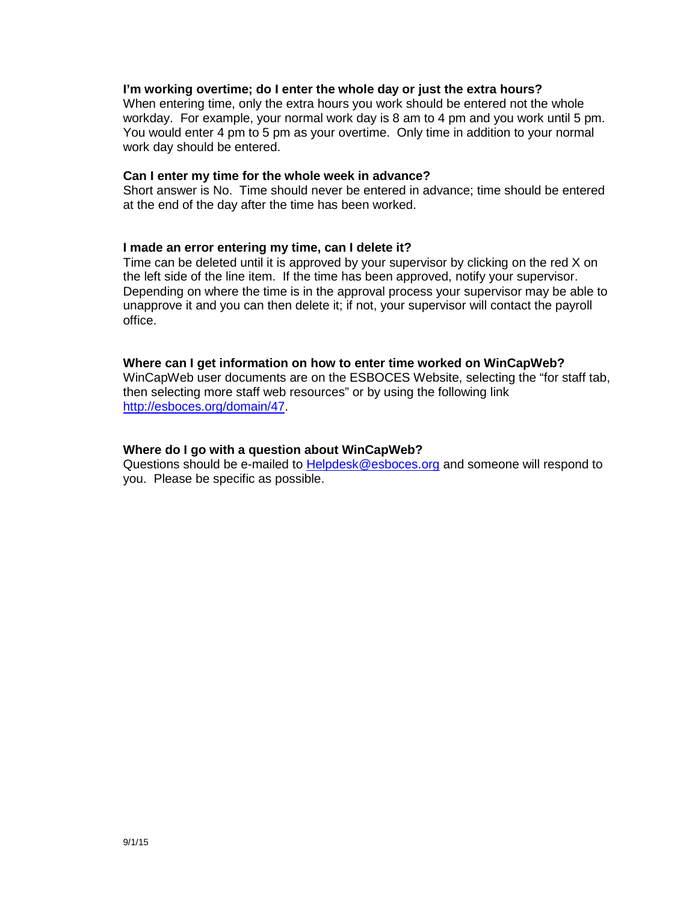**I'm working overtime; do I enter the whole day or just the extra hours?**
When entering time, only the extra hours you work should be entered not the whole workday. For example, your normal work day is 8 am to 4 pm and you work until 5 pm. You would enter 4 pm to 5 pm as your overtime. Only time in addition to your normal work day should be entered.

**Can I enter my time for the whole week in advance?**
Short answer is No. Time should never be entered in advance; time should be entered at the end of the day after the time has been worked.

**I made an error entering my time, can I delete it?**
Time can be deleted until it is approved by your supervisor by clicking on the red X on the left side of the line item. If the time has been approved, notify your supervisor. Depending on where the time is in the approval process your supervisor may be able to unapprove it and you can then delete it; if not, your supervisor will contact the payroll office.

**Where can I get information on how to enter time worked on WinCapWeb?**
WinCapWeb user documents are on the ESBOCES Website, selecting the "for staff tab, then selecting more staff web resources" or by using the following link [http://esboces.org/domain/47](http://esboces.org/domain/47).

**Where do I go with a question about WinCapWeb?**
Questions should be e-mailed to [Helpdesk@esboces.org](mailto:Helpdesk@esboces.org) and someone will respond to you. Please be specific as possible.

9/1/15